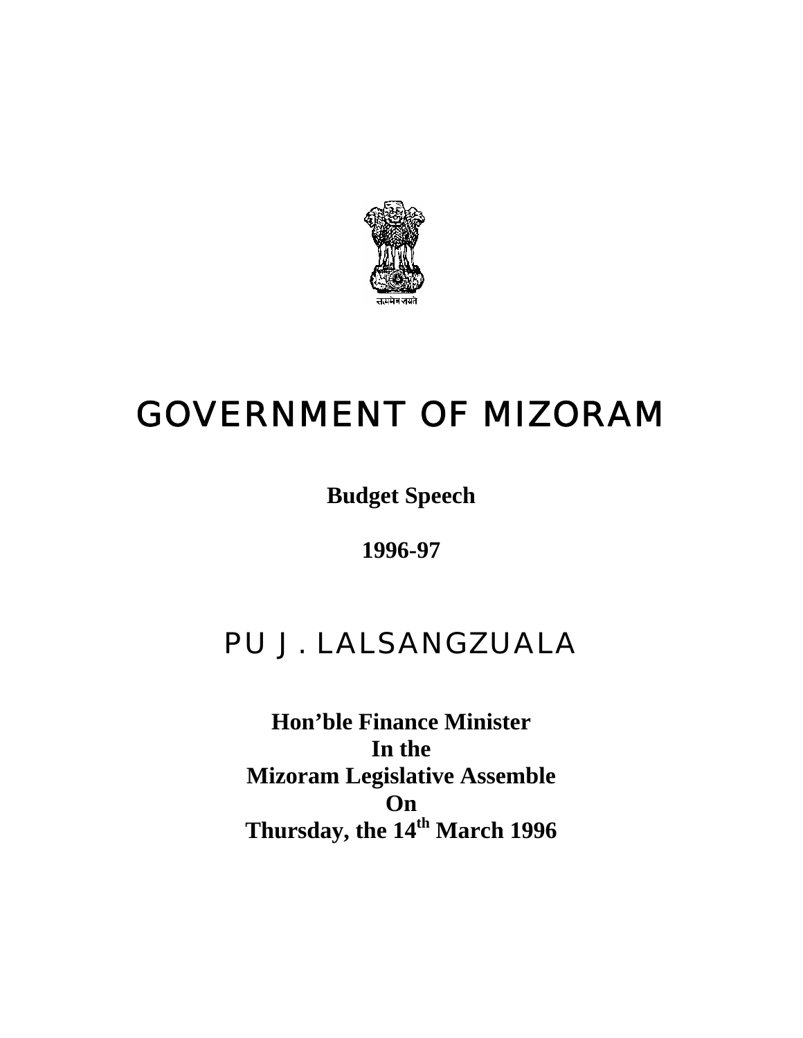# GOVERNMENT OF MIZORAM

**Budget Speech**

**1996-97**

## PU J. LALSANGZUALA

**Hon'ble Finance Minister**
**In the**
**Mizoram Legislative Assemble**
**On**
**Thursday, the 14th March 1996**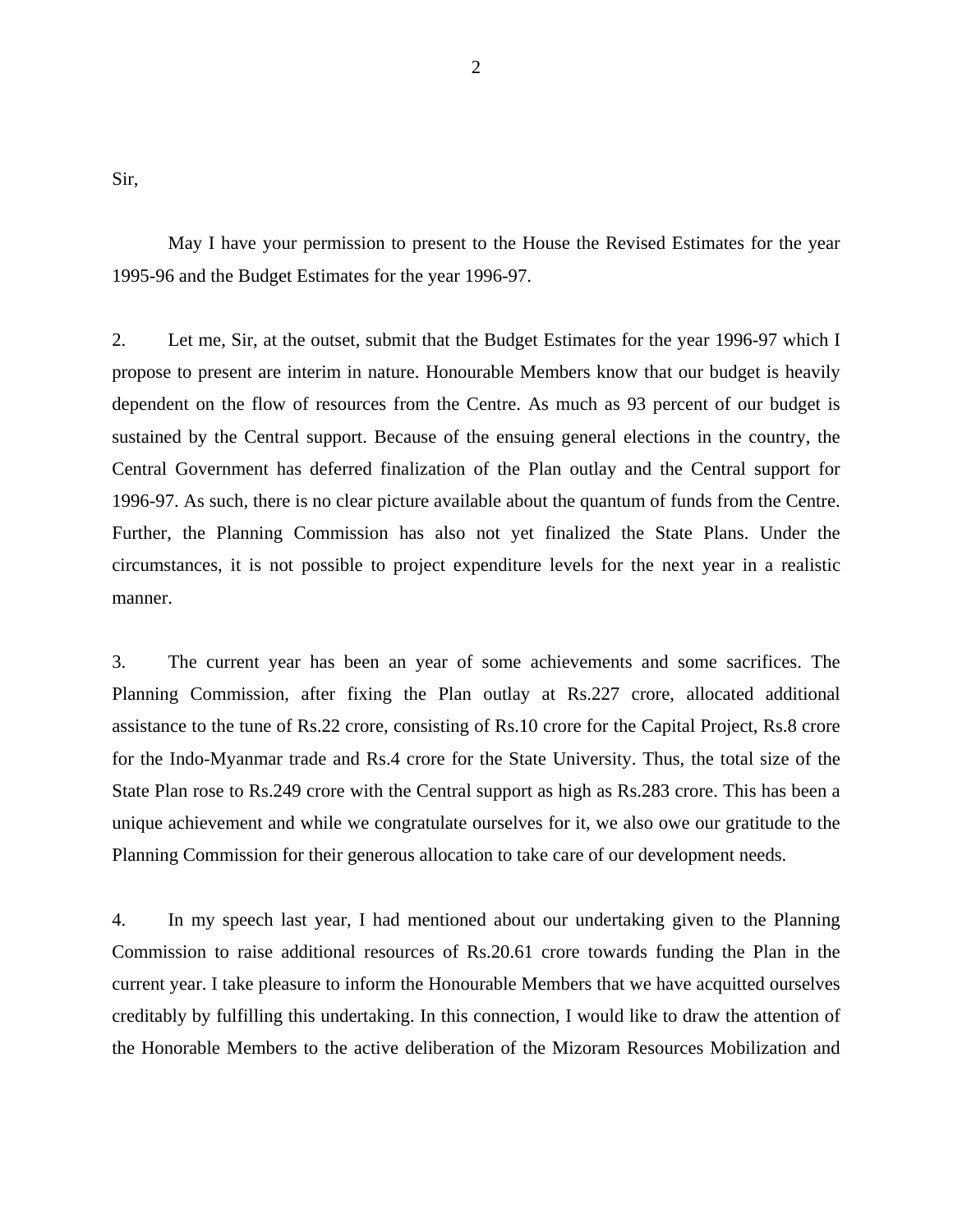Sir,

May I have your permission to present to the House the Revised Estimates for the year 1995-96 and the Budget Estimates for the year 1996-97.

2. Let me, Sir, at the outset, submit that the Budget Estimates for the year 1996-97 which I propose to present are interim in nature. Honourable Members know that our budget is heavily dependent on the flow of resources from the Centre. As much as 93 percent of our budget is sustained by the Central support. Because of the ensuing general elections in the country, the Central Government has deferred finalization of the Plan outlay and the Central support for 1996-97. As such, there is no clear picture available about the quantum of funds from the Centre. Further, the Planning Commission has also not yet finalized the State Plans. Under the circumstances, it is not possible to project expenditure levels for the next year in a realistic manner.

3. The current year has been an year of some achievements and some sacrifices. The Planning Commission, after fixing the Plan outlay at Rs.227 crore, allocated additional assistance to the tune of Rs.22 crore, consisting of Rs.10 crore for the Capital Project, Rs.8 crore for the Indo-Myanmar trade and Rs.4 crore for the State University. Thus, the total size of the State Plan rose to Rs.249 crore with the Central support as high as Rs.283 crore. This has been a unique achievement and while we congratulate ourselves for it, we also owe our gratitude to the Planning Commission for their generous allocation to take care of our development needs.

4. In my speech last year, I had mentioned about our undertaking given to the Planning Commission to raise additional resources of Rs.20.61 crore towards funding the Plan in the current year. I take pleasure to inform the Honourable Members that we have acquitted ourselves creditably by fulfilling this undertaking. In this connection, I would like to draw the attention of the Honorable Members to the active deliberation of the Mizoram Resources Mobilization and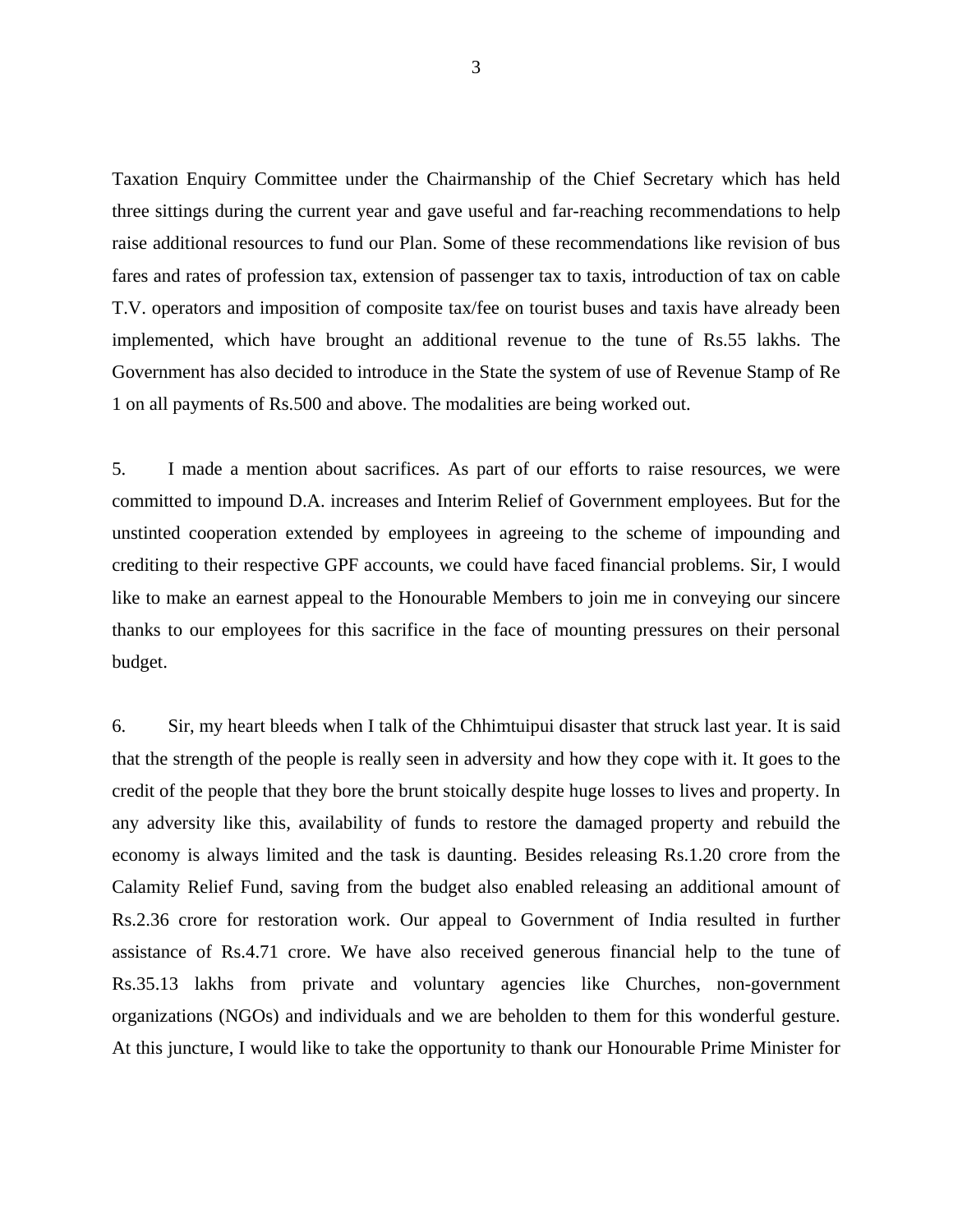Taxation Enquiry Committee under the Chairmanship of the Chief Secretary which has held three sittings during the current year and gave useful and far-reaching recommendations to help raise additional resources to fund our Plan. Some of these recommendations like revision of bus fares and rates of profession tax, extension of passenger tax to taxis, introduction of tax on cable T.V. operators and imposition of composite tax/fee on tourist buses and taxis have already been implemented, which have brought an additional revenue to the tune of Rs.55 lakhs. The Government has also decided to introduce in the State the system of use of Revenue Stamp of Re 1 on all payments of Rs.500 and above. The modalities are being worked out.

5. I made a mention about sacrifices. As part of our efforts to raise resources, we were committed to impound D.A. increases and Interim Relief of Government employees. But for the unstinted cooperation extended by employees in agreeing to the scheme of impounding and crediting to their respective GPF accounts, we could have faced financial problems. Sir, I would like to make an earnest appeal to the Honourable Members to join me in conveying our sincere thanks to our employees for this sacrifice in the face of mounting pressures on their personal budget.

6. Sir, my heart bleeds when I talk of the Chhimtuipui disaster that struck last year. It is said that the strength of the people is really seen in adversity and how they cope with it. It goes to the credit of the people that they bore the brunt stoically despite huge losses to lives and property. In any adversity like this, availability of funds to restore the damaged property and rebuild the economy is always limited and the task is daunting. Besides releasing Rs.1.20 crore from the Calamity Relief Fund, saving from the budget also enabled releasing an additional amount of Rs.2.36 crore for restoration work. Our appeal to Government of India resulted in further assistance of Rs.4.71 crore. We have also received generous financial help to the tune of Rs.35.13 lakhs from private and voluntary agencies like Churches, non-government organizations (NGOs) and individuals and we are beholden to them for this wonderful gesture. At this juncture, I would like to take the opportunity to thank our Honourable Prime Minister for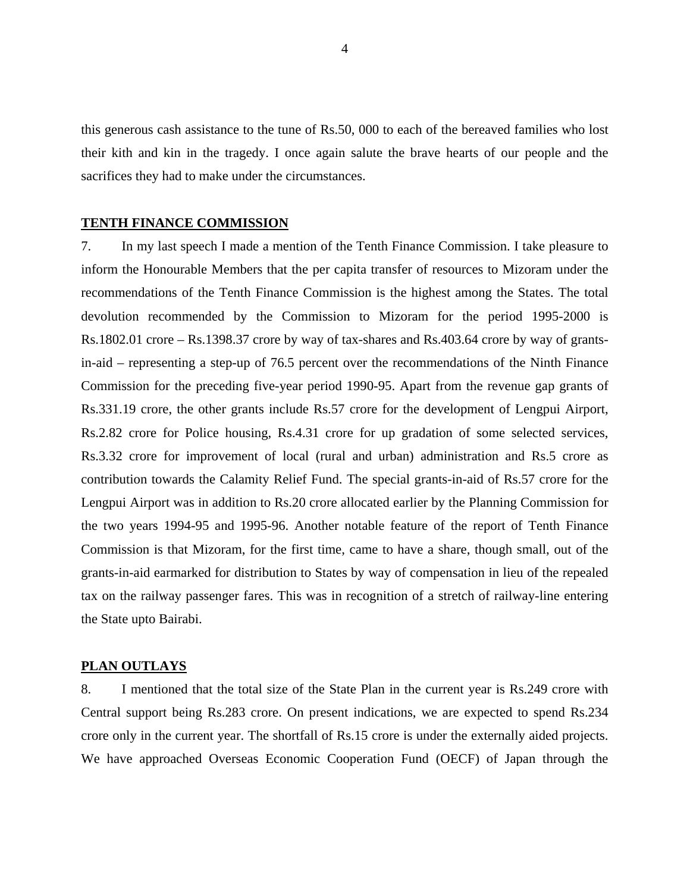this generous cash assistance to the tune of Rs.50, 000 to each of the bereaved families who lost their kith and kin in the tragedy. I once again salute the brave hearts of our people and the sacrifices they had to make under the circumstances.

## TENTH FINANCE COMMISSION

7. In my last speech I made a mention of the Tenth Finance Commission. I take pleasure to inform the Honourable Members that the per capita transfer of resources to Mizoram under the recommendations of the Tenth Finance Commission is the highest among the States. The total devolution recommended by the Commission to Mizoram for the period 1995-2000 is Rs.1802.01 crore – Rs.1398.37 crore by way of tax-shares and Rs.403.64 crore by way of grants-in-aid – representing a step-up of 76.5 percent over the recommendations of the Ninth Finance Commission for the preceding five-year period 1990-95. Apart from the revenue gap grants of Rs.331.19 crore, the other grants include Rs.57 crore for the development of Lengpui Airport, Rs.2.82 crore for Police housing, Rs.4.31 crore for up gradation of some selected services, Rs.3.32 crore for improvement of local (rural and urban) administration and Rs.5 crore as contribution towards the Calamity Relief Fund. The special grants-in-aid of Rs.57 crore for the Lengpui Airport was in addition to Rs.20 crore allocated earlier by the Planning Commission for the two years 1994-95 and 1995-96. Another notable feature of the report of Tenth Finance Commission is that Mizoram, for the first time, came to have a share, though small, out of the grants-in-aid earmarked for distribution to States by way of compensation in lieu of the repealed tax on the railway passenger fares. This was in recognition of a stretch of railway-line entering the State upto Bairabi.

## PLAN OUTLAYS

8. I mentioned that the total size of the State Plan in the current year is Rs.249 crore with Central support being Rs.283 crore. On present indications, we are expected to spend Rs.234 crore only in the current year. The shortfall of Rs.15 crore is under the externally aided projects. We have approached Overseas Economic Cooperation Fund (OECF) of Japan through the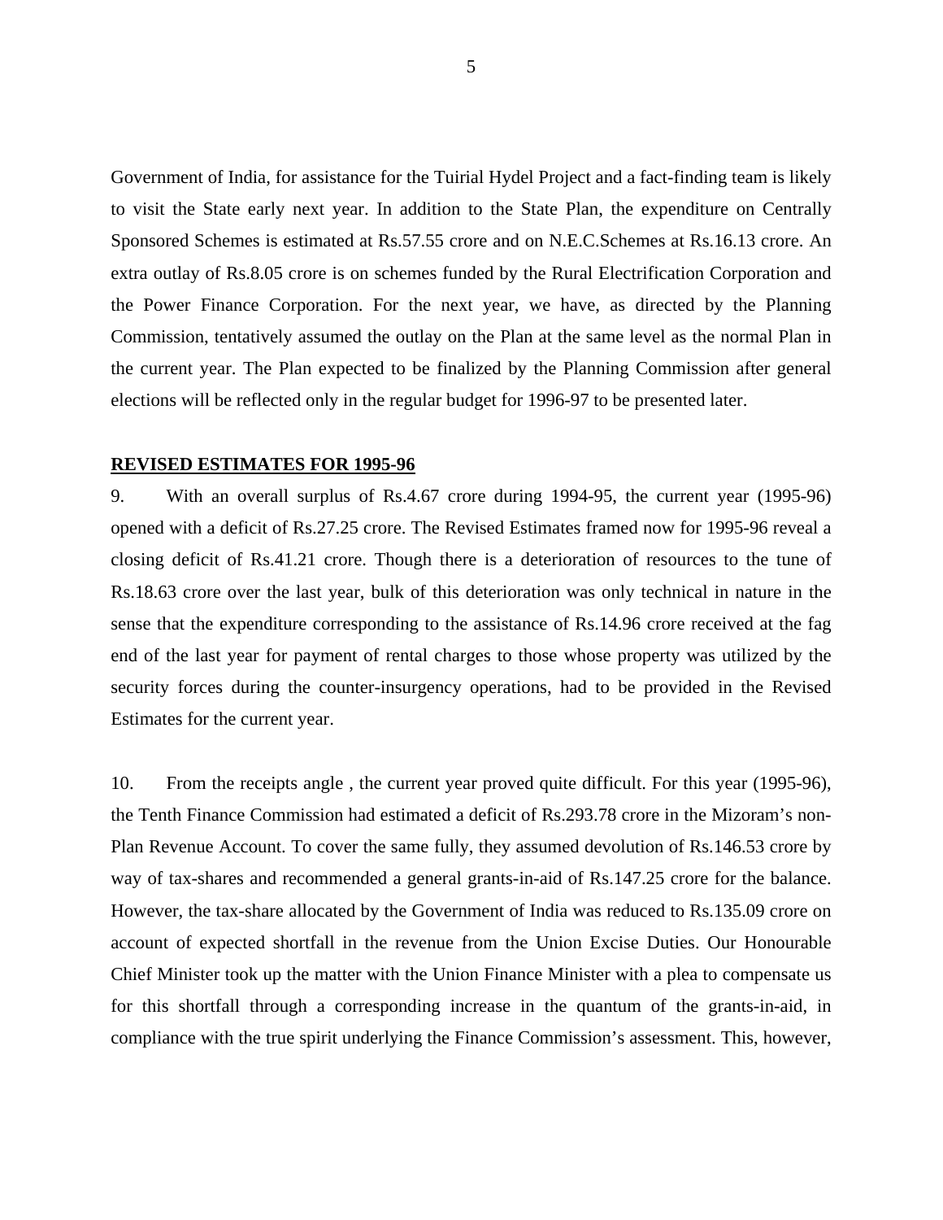Government of India, for assistance for the Tuirial Hydel Project and a fact-finding team is likely to visit the State early next year. In addition to the State Plan, the expenditure on Centrally Sponsored Schemes is estimated at Rs.57.55 crore and on N.E.C.Schemes at Rs.16.13 crore. An extra outlay of Rs.8.05 crore is on schemes funded by the Rural Electrification Corporation and the Power Finance Corporation. For the next year, we have, as directed by the Planning Commission, tentatively assumed the outlay on the Plan at the same level as the normal Plan in the current year. The Plan expected to be finalized by the Planning Commission after general elections will be reflected only in the regular budget for 1996-97 to be presented later.

**REVISED ESTIMATES FOR 1995-96**

9. With an overall surplus of Rs.4.67 crore during 1994-95, the current year (1995-96) opened with a deficit of Rs.27.25 crore. The Revised Estimates framed now for 1995-96 reveal a closing deficit of Rs.41.21 crore. Though there is a deterioration of resources to the tune of Rs.18.63 crore over the last year, bulk of this deterioration was only technical in nature in the sense that the expenditure corresponding to the assistance of Rs.14.96 crore received at the fag end of the last year for payment of rental charges to those whose property was utilized by the security forces during the counter-insurgency operations, had to be provided in the Revised Estimates for the current year.

10. From the receipts angle , the current year proved quite difficult. For this year (1995-96), the Tenth Finance Commission had estimated a deficit of Rs.293.78 crore in the Mizoram's non-Plan Revenue Account. To cover the same fully, they assumed devolution of Rs.146.53 crore by way of tax-shares and recommended a general grants-in-aid of Rs.147.25 crore for the balance. However, the tax-share allocated by the Government of India was reduced to Rs.135.09 crore on account of expected shortfall in the revenue from the Union Excise Duties. Our Honourable Chief Minister took up the matter with the Union Finance Minister with a plea to compensate us for this shortfall through a corresponding increase in the quantum of the grants-in-aid, in compliance with the true spirit underlying the Finance Commission's assessment. This, however,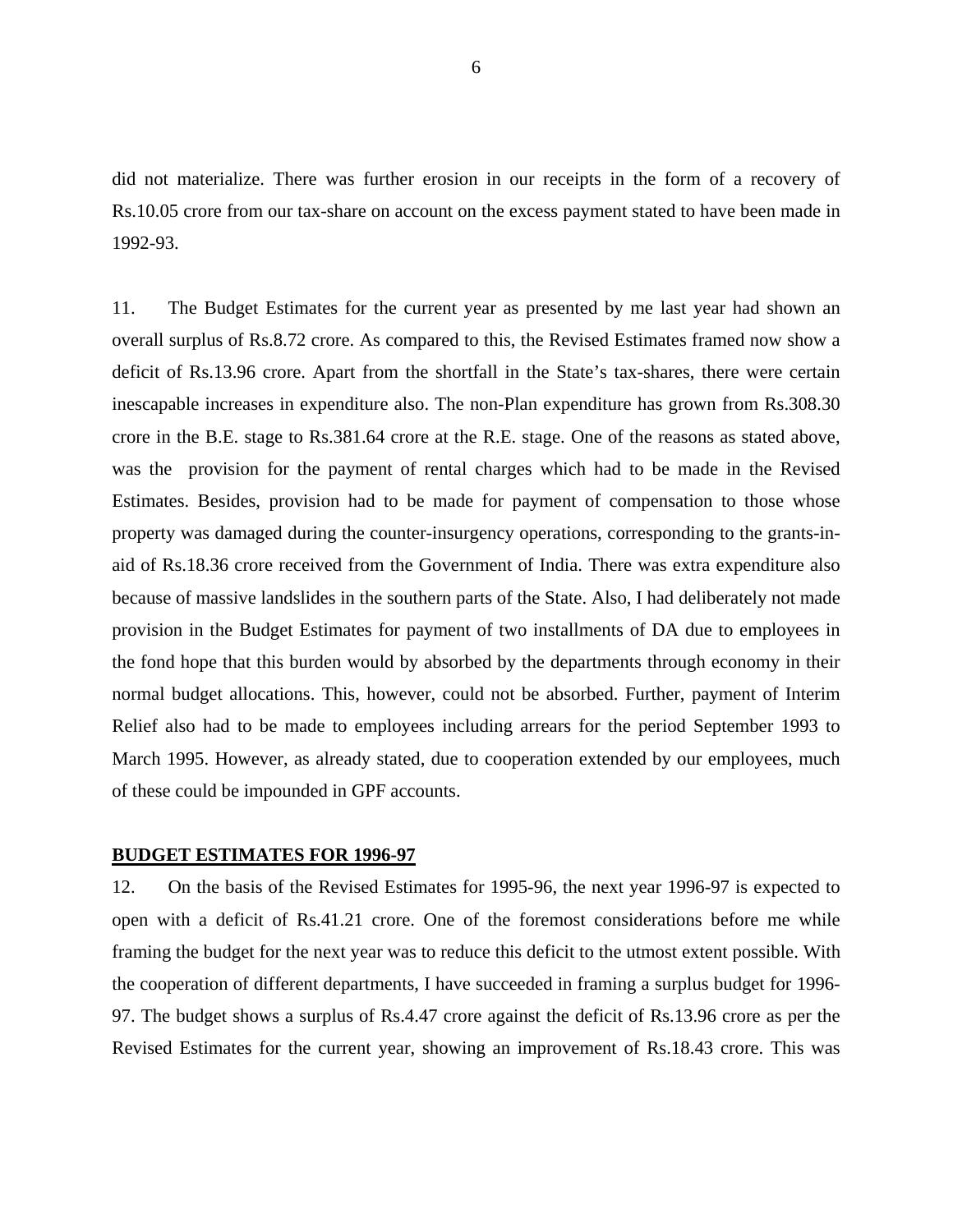did not materialize. There was further erosion in our receipts in the form of a recovery of Rs.10.05 crore from our tax-share on account on the excess payment stated to have been made in 1992-93.

11. The Budget Estimates for the current year as presented by me last year had shown an overall surplus of Rs.8.72 crore. As compared to this, the Revised Estimates framed now show a deficit of Rs.13.96 crore. Apart from the shortfall in the State's tax-shares, there were certain inescapable increases in expenditure also. The non-Plan expenditure has grown from Rs.308.30 crore in the B.E. stage to Rs.381.64 crore at the R.E. stage. One of the reasons as stated above, was the provision for the payment of rental charges which had to be made in the Revised Estimates. Besides, provision had to be made for payment of compensation to those whose property was damaged during the counter-insurgency operations, corresponding to the grants-in-aid of Rs.18.36 crore received from the Government of India. There was extra expenditure also because of massive landslides in the southern parts of the State. Also, I had deliberately not made provision in the Budget Estimates for payment of two installments of DA due to employees in the fond hope that this burden would by absorbed by the departments through economy in their normal budget allocations. This, however, could not be absorbed. Further, payment of Interim Relief also had to be made to employees including arrears for the period September 1993 to March 1995. However, as already stated, due to cooperation extended by our employees, much of these could be impounded in GPF accounts.

## BUDGET ESTIMATES FOR 1996-97

12. On the basis of the Revised Estimates for 1995-96, the next year 1996-97 is expected to open with a deficit of Rs.41.21 crore. One of the foremost considerations before me while framing the budget for the next year was to reduce this deficit to the utmost extent possible. With the cooperation of different departments, I have succeeded in framing a surplus budget for 1996-97. The budget shows a surplus of Rs.4.47 crore against the deficit of Rs.13.96 crore as per the Revised Estimates for the current year, showing an improvement of Rs.18.43 crore. This was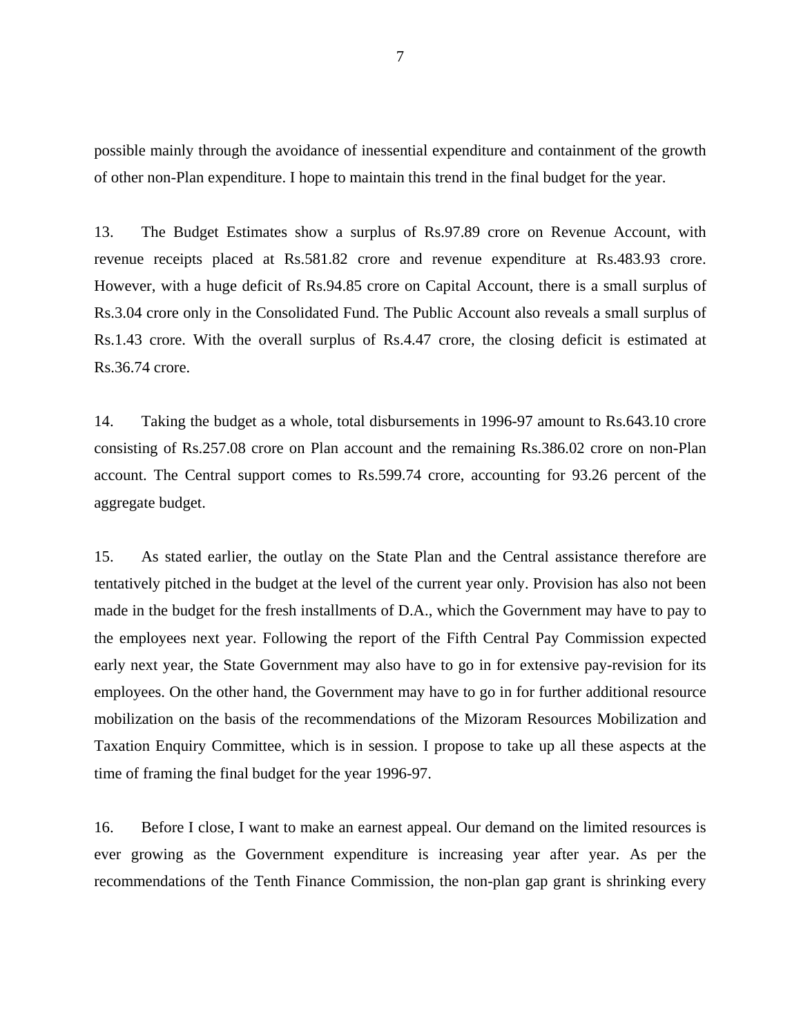possible mainly through the avoidance of inessential expenditure and containment of the growth of other non-Plan expenditure. I hope to maintain this trend in the final budget for the year.

13. The Budget Estimates show a surplus of Rs.97.89 crore on Revenue Account, with revenue receipts placed at Rs.581.82 crore and revenue expenditure at Rs.483.93 crore. However, with a huge deficit of Rs.94.85 crore on Capital Account, there is a small surplus of Rs.3.04 crore only in the Consolidated Fund. The Public Account also reveals a small surplus of Rs.1.43 crore. With the overall surplus of Rs.4.47 crore, the closing deficit is estimated at Rs.36.74 crore.

14. Taking the budget as a whole, total disbursements in 1996-97 amount to Rs.643.10 crore consisting of Rs.257.08 crore on Plan account and the remaining Rs.386.02 crore on non-Plan account. The Central support comes to Rs.599.74 crore, accounting for 93.26 percent of the aggregate budget.

15. As stated earlier, the outlay on the State Plan and the Central assistance therefore are tentatively pitched in the budget at the level of the current year only. Provision has also not been made in the budget for the fresh installments of D.A., which the Government may have to pay to the employees next year. Following the report of the Fifth Central Pay Commission expected early next year, the State Government may also have to go in for extensive pay-revision for its employees. On the other hand, the Government may have to go in for further additional resource mobilization on the basis of the recommendations of the Mizoram Resources Mobilization and Taxation Enquiry Committee, which is in session. I propose to take up all these aspects at the time of framing the final budget for the year 1996-97.

16. Before I close, I want to make an earnest appeal. Our demand on the limited resources is ever growing as the Government expenditure is increasing year after year. As per the recommendations of the Tenth Finance Commission, the non-plan gap grant is shrinking every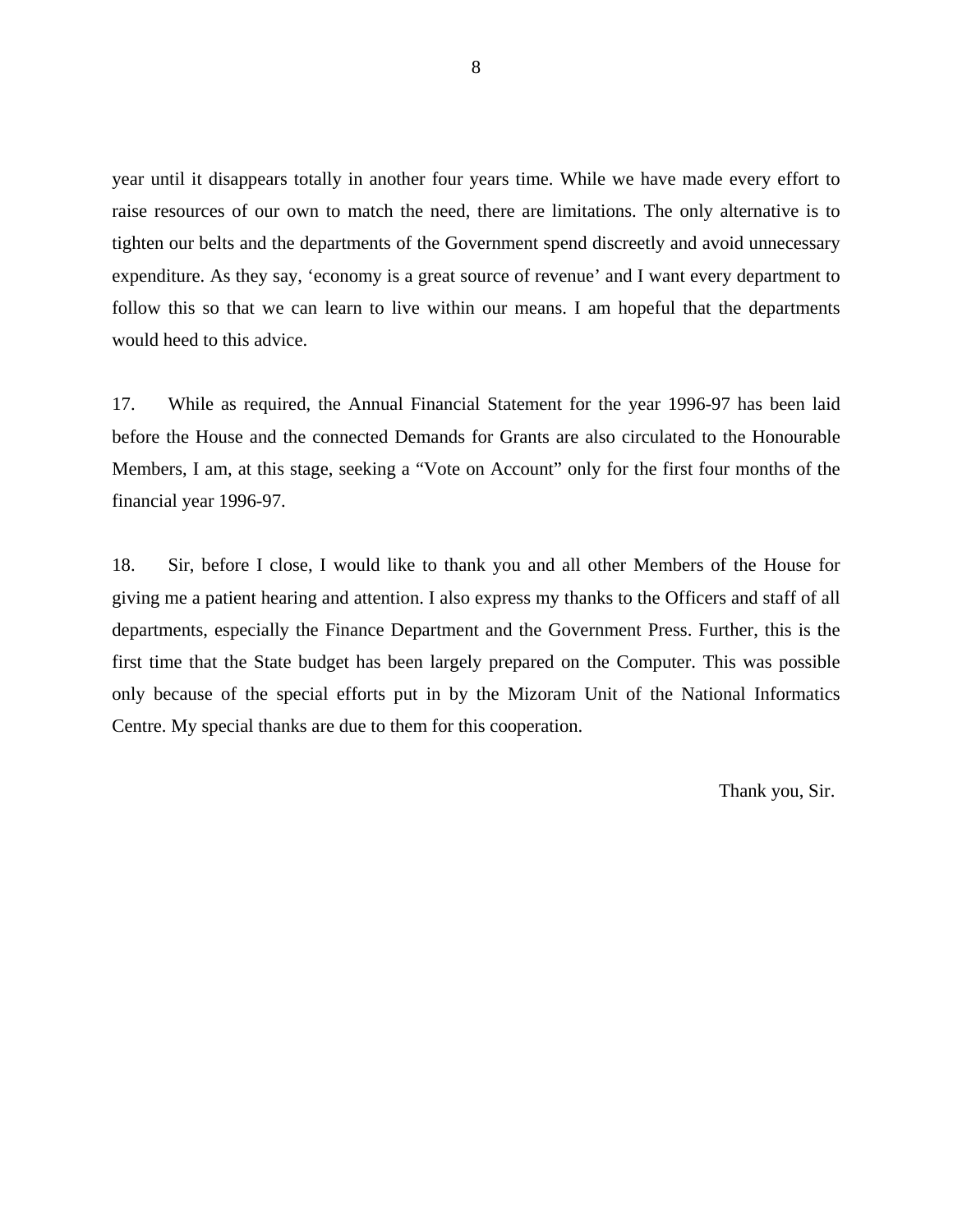year until it disappears totally in another four years time. While we have made every effort to raise resources of our own to match the need, there are limitations. The only alternative is to tighten our belts and the departments of the Government spend discreetly and avoid unnecessary expenditure. As they say, 'economy is a great source of revenue' and I want every department to follow this so that we can learn to live within our means. I am hopeful that the departments would heed to this advice.

17. While as required, the Annual Financial Statement for the year 1996-97 has been laid before the House and the connected Demands for Grants are also circulated to the Honourable Members, I am, at this stage, seeking a "Vote on Account" only for the first four months of the financial year 1996-97.

18. Sir, before I close, I would like to thank you and all other Members of the House for giving me a patient hearing and attention. I also express my thanks to the Officers and staff of all departments, especially the Finance Department and the Government Press. Further, this is the first time that the State budget has been largely prepared on the Computer. This was possible only because of the special efforts put in by the Mizoram Unit of the National Informatics Centre. My special thanks are due to them for this cooperation.

Thank you, Sir.